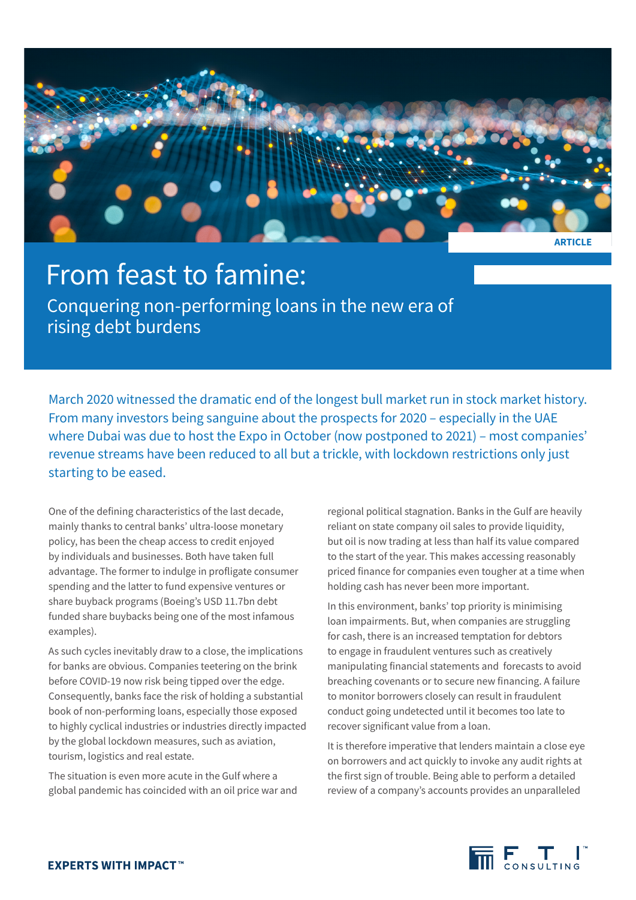ARTICLE

# From feast to famine:

## Conquering non-performing loans in the new era of rising debt burdens

March 2020 witnessed the dramatic end of the longest bull market run in stock market history. From many investors being sanguine about the prospects for 2020 – especially in the UAE where Dubai was due to host the Expo in October (now postponed to 2021) – most companies' revenue streams have been reduced to all but a trickle, with lockdown restrictions only just starting to be eased.

One of the defining characteristics of the last decade, mainly thanks to central banks' ultra-loose monetary policy, has been the cheap access to credit enjoyed by individuals and businesses. Both have taken full advantage. The former to indulge in profligate consumer spending and the latter to fund expensive ventures or share buyback programs (Boeing's USD 11.7bn debt funded share buybacks being one of the most infamous examples).

As such cycles inevitably draw to a close, the implications for banks are obvious. Companies teetering on the brink before COVID-19 now risk being tipped over the edge. Consequently, banks face the risk of holding a substantial book of non-performing loans, especially those exposed to highly cyclical industries or industries directly impacted by the global lockdown measures, such as aviation, tourism, logistics and real estate.

The situation is even more acute in the Gulf where a global pandemic has coincided with an oil price war and regional political stagnation. Banks in the Gulf are heavily reliant on state company oil sales to provide liquidity, but oil is now trading at less than half its value compared to the start of the year. This makes accessing reasonably priced finance for companies even tougher at a time when holding cash has never been more important.

In this environment, banks' top priority is minimising loan impairments. But, when companies are struggling for cash, there is an increased temptation for debtors to engage in fraudulent ventures such as creatively manipulating financial statements and forecasts to avoid breaching covenants or to secure new financing. A failure to monitor borrowers closely can result in fraudulent conduct going undetected until it becomes too late to recover significant value from a loan.

It is therefore imperative that lenders maintain a close eye on borrowers and act quickly to invoke any audit rights at the first sign of trouble. Being able to perform a detailed review of a company's accounts provides an unparalleled

**EXPERTS WITH IMPACT™**

FTI CONSULTING™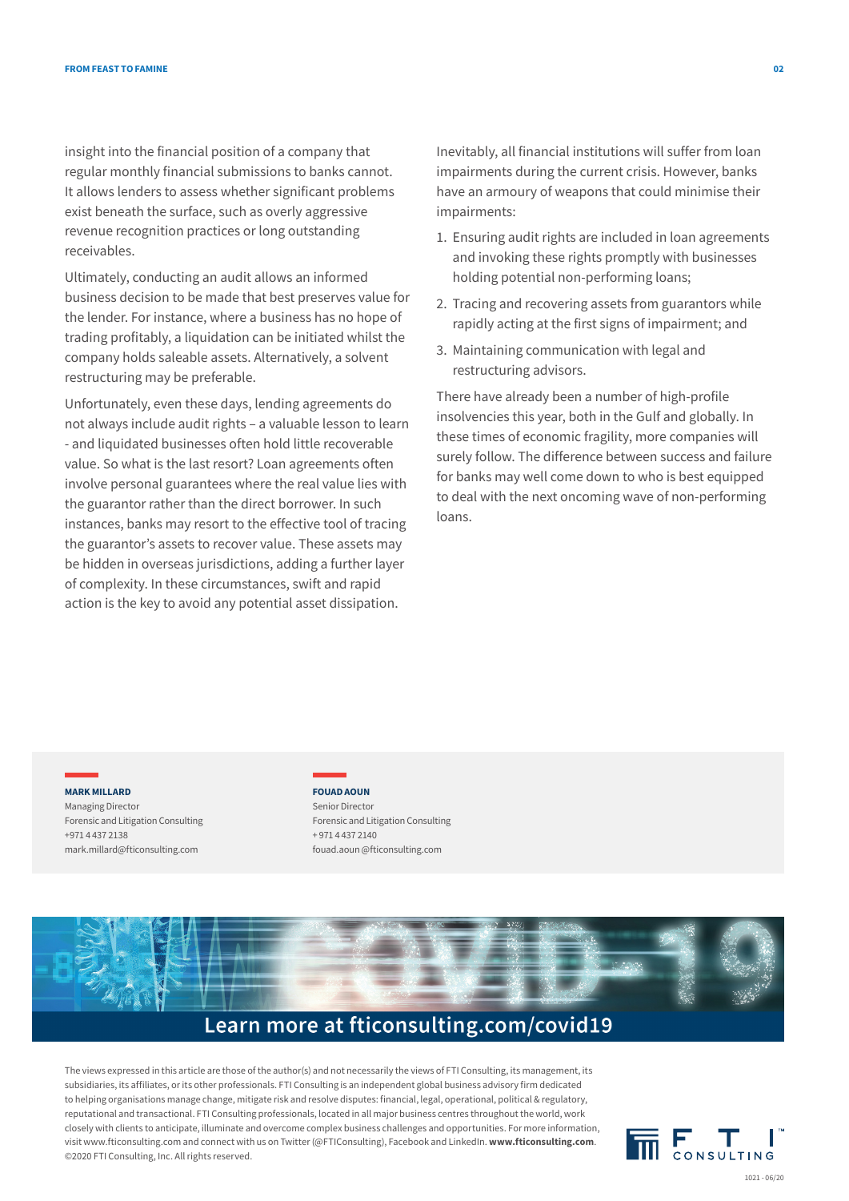insight into the financial position of a company that regular monthly financial submissions to banks cannot. It allows lenders to assess whether significant problems exist beneath the surface, such as overly aggressive revenue recognition practices or long outstanding receivables.

Ultimately, conducting an audit allows an informed business decision to be made that best preserves value for the lender. For instance, where a business has no hope of trading profitably, a liquidation can be initiated whilst the company holds saleable assets. Alternatively, a solvent restructuring may be preferable.

Unfortunately, even these days, lending agreements do not always include audit rights – a valuable lesson to learn - and liquidated businesses often hold little recoverable value. So what is the last resort? Loan agreements often involve personal guarantees where the real value lies with the guarantor rather than the direct borrower. In such instances, banks may resort to the effective tool of tracing the guarantor's assets to recover value. These assets may be hidden in overseas jurisdictions, adding a further layer of complexity. In these circumstances, swift and rapid action is the key to avoid any potential asset dissipation.

Inevitably, all financial institutions will suffer from loan impairments during the current crisis. However, banks have an armoury of weapons that could minimise their impairments:

1. Ensuring audit rights are included in loan agreements and invoking these rights promptly with businesses holding potential non-performing loans;
2. Tracing and recovering assets from guarantors while rapidly acting at the first signs of impairment; and
3. Maintaining communication with legal and restructuring advisors.

There have already been a number of high-profile insolvencies this year, both in the Gulf and globally. In these times of economic fragility, more companies will surely follow. The difference between success and failure for banks may well come down to who is best equipped to deal with the next oncoming wave of non-performing loans.

**MARK MILLARD**
Managing Director
Forensic and Litigation Consulting
+971 4 437 2138
mark.millard@fticonsulting.com

**FOUAD AOUN**
Senior Director
Forensic and Litigation Consulting
+ 971 4 437 2140
fouad.aoun@fticonsulting.com

Learn more at fticonsulting.com/covid19

The views expressed in this article are those of the author(s) and not necessarily the views of FTI Consulting, its management, its subsidiaries, its affiliates, or its other professionals. FTI Consulting is an independent global business advisory firm dedicated to helping organisations manage change, mitigate risk and resolve disputes: financial, legal, operational, political & regulatory, reputational and transactional. FTI Consulting professionals, located in all major business centres throughout the world, work closely with clients to anticipate, illuminate and overcome complex business challenges and opportunities. For more information, visit www.fticonsulting.com and connect with us on Twitter (@FTIConsulting), Facebook and LinkedIn. **www.fticonsulting.com**. ©2020 FTI Consulting, Inc. All rights reserved.

1021 - 06/20